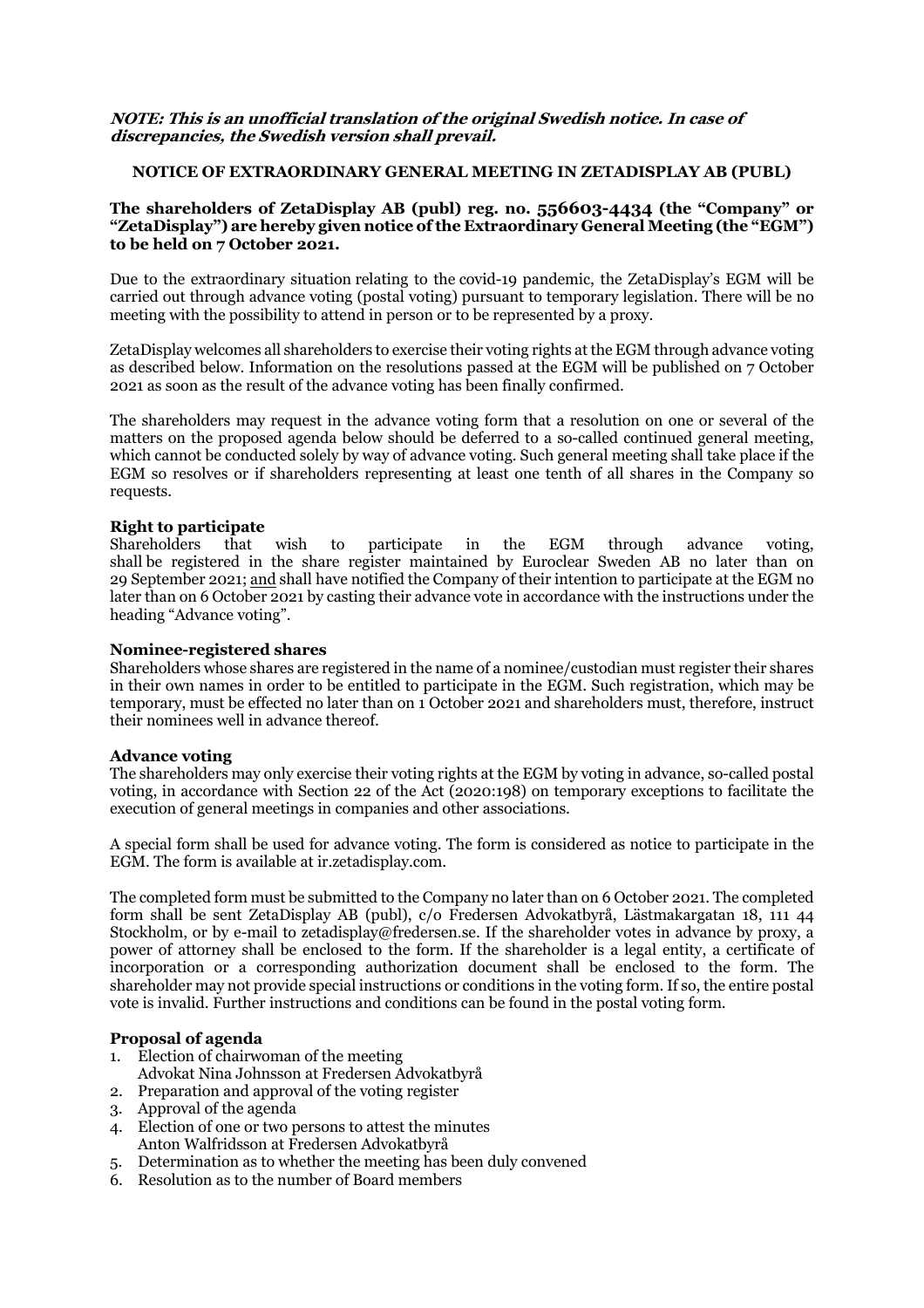***NOTE: This is an unofficial translation of the original Swedish notice. In case of discrepancies, the Swedish version shall prevail.***

**NOTICE OF EXTRAORDINARY GENERAL MEETING IN ZETADISPLAY AB (PUBL)**

**The shareholders of ZetaDisplay AB (publ) reg. no. 556603-4434 (the "Company" or "ZetaDisplay") are hereby given notice of the Extraordinary General Meeting (the "EGM") to be held on 7 October 2021.**

Due to the extraordinary situation relating to the covid-19 pandemic, the ZetaDisplay's EGM will be carried out through advance voting (postal voting) pursuant to temporary legislation. There will be no meeting with the possibility to attend in person or to be represented by a proxy.

ZetaDisplay welcomes all shareholders to exercise their voting rights at the EGM through advance voting as described below. Information on the resolutions passed at the EGM will be published on 7 October 2021 as soon as the result of the advance voting has been finally confirmed.

The shareholders may request in the advance voting form that a resolution on one or several of the matters on the proposed agenda below should be deferred to a so-called continued general meeting, which cannot be conducted solely by way of advance voting. Such general meeting shall take place if the EGM so resolves or if shareholders representing at least one tenth of all shares in the Company so requests.

**Right to participate**

Shareholders that wish to participate in the EGM through advance voting, shall be registered in the share register maintained by Euroclear Sweden AB no later than on 29 September 2021; and shall have notified the Company of their intention to participate at the EGM no later than on 6 October 2021 by casting their advance vote in accordance with the instructions under the heading "Advance voting".

**Nominee-registered shares**

Shareholders whose shares are registered in the name of a nominee/custodian must register their shares in their own names in order to be entitled to participate in the EGM. Such registration, which may be temporary, must be effected no later than on 1 October 2021 and shareholders must, therefore, instruct their nominees well in advance thereof.

**Advance voting**

The shareholders may only exercise their voting rights at the EGM by voting in advance, so-called postal voting, in accordance with Section 22 of the Act (2020:198) on temporary exceptions to facilitate the execution of general meetings in companies and other associations.

A special form shall be used for advance voting. The form is considered as notice to participate in the EGM. The form is available at ir.zetadisplay.com.

The completed form must be submitted to the Company no later than on 6 October 2021. The completed form shall be sent ZetaDisplay AB (publ), c/o Fredersen Advokatbyrå, Lästmakargatan 18, 111 44 Stockholm, or by e-mail to zetadisplay@fredersen.se. If the shareholder votes in advance by proxy, a power of attorney shall be enclosed to the form. If the shareholder is a legal entity, a certificate of incorporation or a corresponding authorization document shall be enclosed to the form. The shareholder may not provide special instructions or conditions in the voting form. If so, the entire postal vote is invalid. Further instructions and conditions can be found in the postal voting form.

**Proposal of agenda**

1. Election of chairwoman of the meeting
   Advokat Nina Johnsson at Fredersen Advokatbyrå
2. Preparation and approval of the voting register
3. Approval of the agenda
4. Election of one or two persons to attest the minutes
   Anton Walfridsson at Fredersen Advokatbyrå
5. Determination as to whether the meeting has been duly convened
6. Resolution as to the number of Board members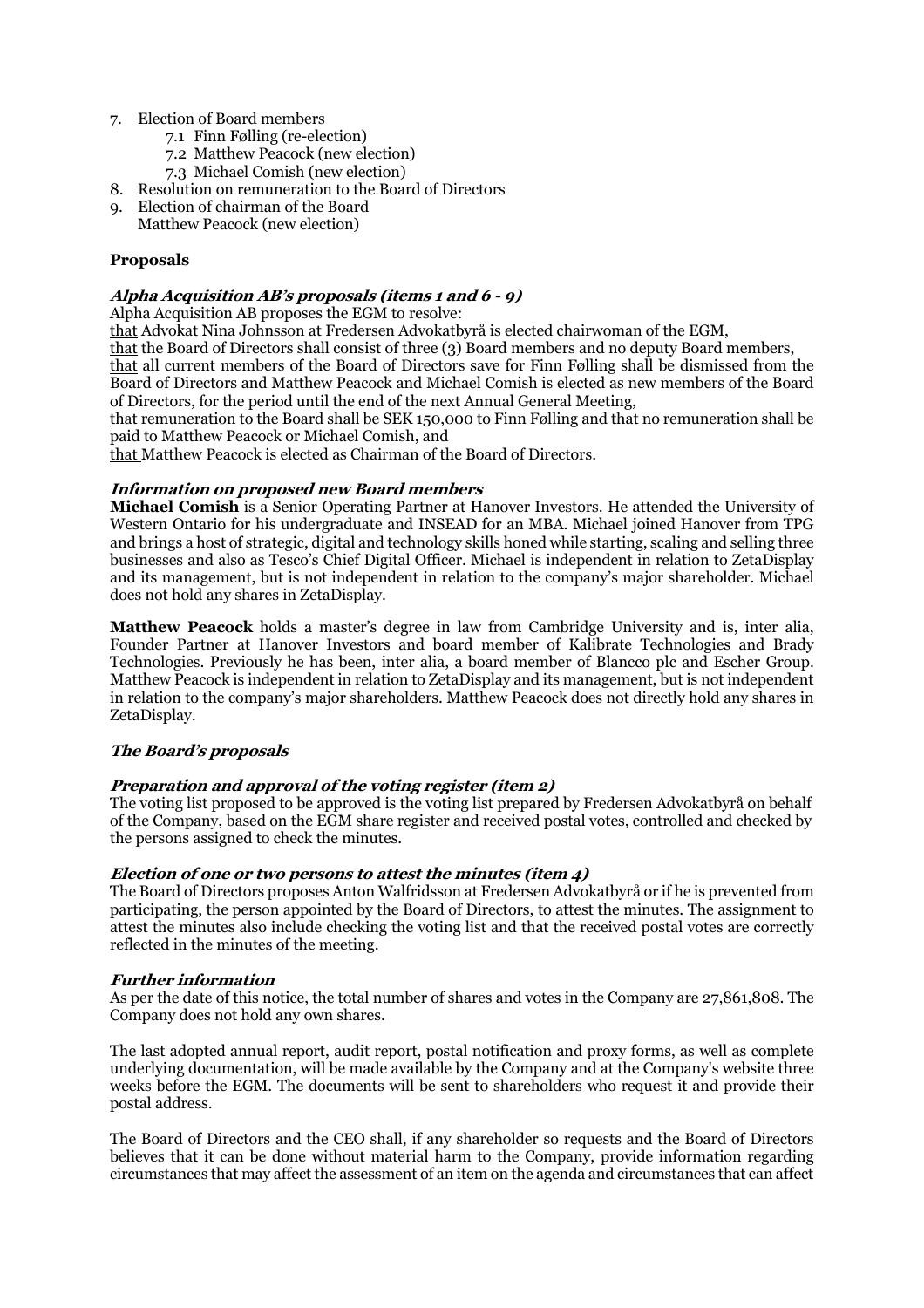7. Election of Board members
    7.1 Finn Følling (re-election)
    7.2 Matthew Peacock (new election)
    7.3 Michael Comish (new election)
8. Resolution on remuneration to the Board of Directors
9. Election of chairman of the Board
   Matthew Peacock (new election)

**Proposals**

***Alpha Acquisition AB's proposals (items 1 and 6 - 9)***

Alpha Acquisition AB proposes the EGM to resolve:

that Advokat Nina Johnsson at Fredersen Advokatbyrå is elected chairwoman of the EGM,

that the Board of Directors shall consist of three (3) Board members and no deputy Board members,

that all current members of the Board of Directors save for Finn Følling shall be dismissed from the Board of Directors and Matthew Peacock and Michael Comish is elected as new members of the Board of Directors, for the period until the end of the next Annual General Meeting,

that remuneration to the Board shall be SEK 150,000 to Finn Følling and that no remuneration shall be paid to Matthew Peacock or Michael Comish, and

that Matthew Peacock is elected as Chairman of the Board of Directors.

***Information on proposed new Board members***

**Michael Comish** is a Senior Operating Partner at Hanover Investors. He attended the University of Western Ontario for his undergraduate and INSEAD for an MBA. Michael joined Hanover from TPG and brings a host of strategic, digital and technology skills honed while starting, scaling and selling three businesses and also as Tesco's Chief Digital Officer. Michael is independent in relation to ZetaDisplay and its management, but is not independent in relation to the company's major shareholder. Michael does not hold any shares in ZetaDisplay.

**Matthew Peacock** holds a master's degree in law from Cambridge University and is, inter alia, Founder Partner at Hanover Investors and board member of Kalibrate Technologies and Brady Technologies. Previously he has been, inter alia, a board member of Blancco plc and Escher Group. Matthew Peacock is independent in relation to ZetaDisplay and its management, but is not independent in relation to the company's major shareholders. Matthew Peacock does not directly hold any shares in ZetaDisplay.

***The Board's proposals***

***Preparation and approval of the voting register (item 2)***

The voting list proposed to be approved is the voting list prepared by Fredersen Advokatbyrå on behalf of the Company, based on the EGM share register and received postal votes, controlled and checked by the persons assigned to check the minutes.

***Election of one or two persons to attest the minutes (item 4)***

The Board of Directors proposes Anton Walfridsson at Fredersen Advokatbyrå or if he is prevented from participating, the person appointed by the Board of Directors, to attest the minutes. The assignment to attest the minutes also include checking the voting list and that the received postal votes are correctly reflected in the minutes of the meeting.

***Further information***

As per the date of this notice, the total number of shares and votes in the Company are 27,861,808. The Company does not hold any own shares.

The last adopted annual report, audit report, postal notification and proxy forms, as well as complete underlying documentation, will be made available by the Company and at the Company's website three weeks before the EGM. The documents will be sent to shareholders who request it and provide their postal address.

The Board of Directors and the CEO shall, if any shareholder so requests and the Board of Directors believes that it can be done without material harm to the Company, provide information regarding circumstances that may affect the assessment of an item on the agenda and circumstances that can affect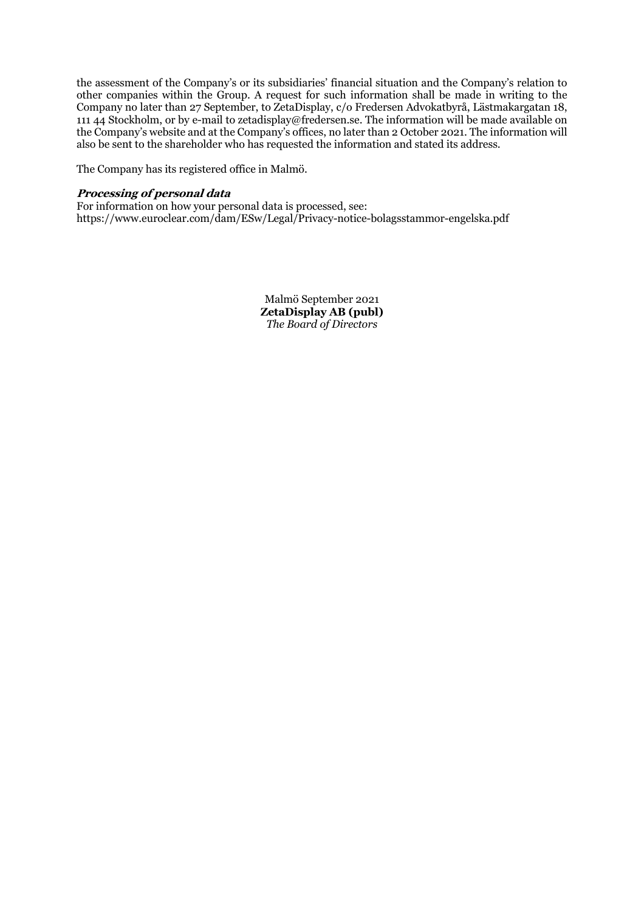the assessment of the Company's or its subsidiaries' financial situation and the Company's relation to other companies within the Group. A request for such information shall be made in writing to the Company no later than 27 September, to ZetaDisplay, c/o Fredersen Advokatbyrå, Lästmakargatan 18, 111 44 Stockholm, or by e-mail to zetadisplay@fredersen.se. The information will be made available on the Company's website and at the Company's offices, no later than 2 October 2021. The information will also be sent to the shareholder who has requested the information and stated its address.

The Company has its registered office in Malmö.

***Processing of personal data***

For information on how your personal data is processed, see:
https://www.euroclear.com/dam/ESw/Legal/Privacy-notice-bolagsstammor-engelska.pdf

Malmö September 2021
**ZetaDisplay AB (publ)**
*The Board of Directors*